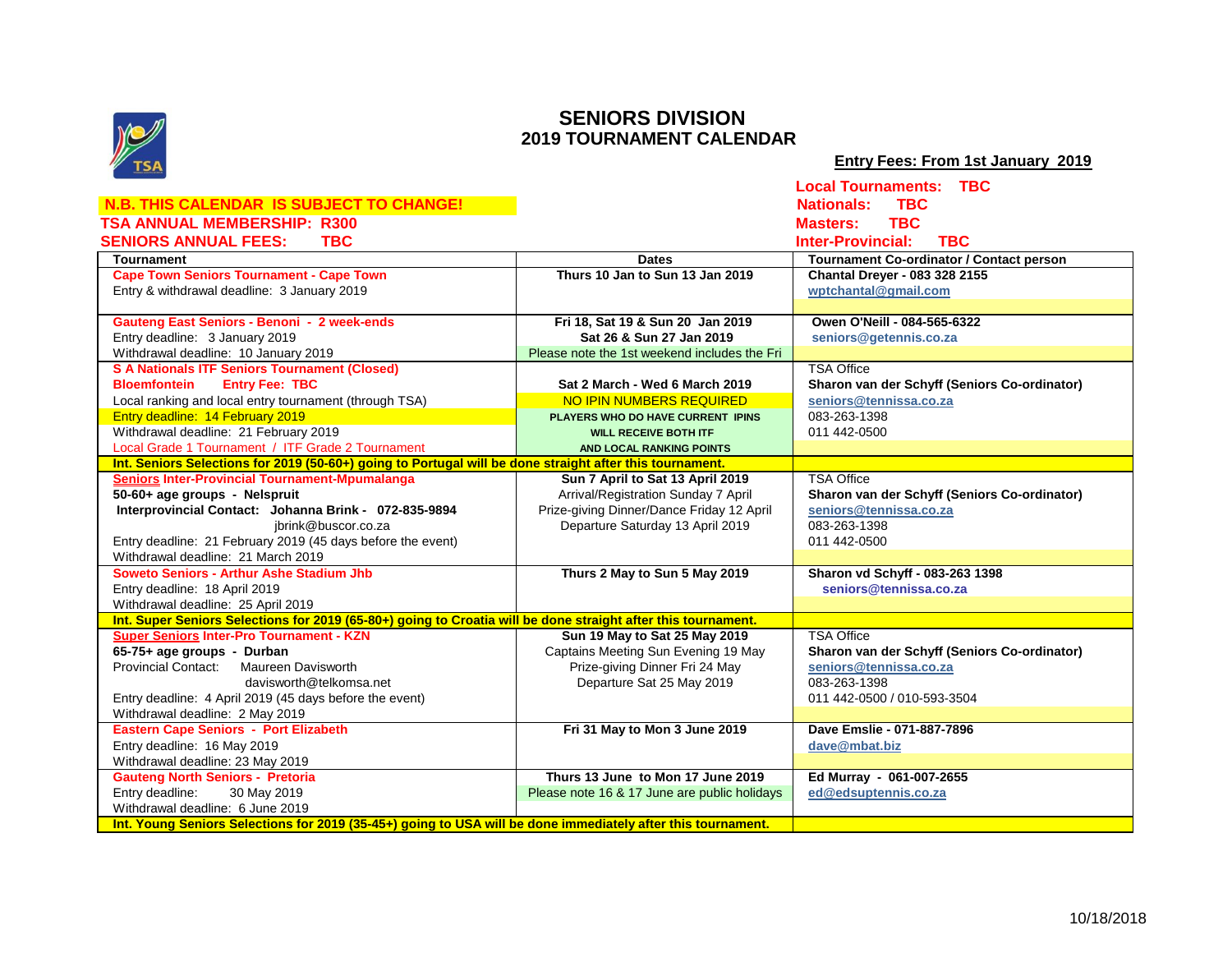# SENIORS DIVISION

## 2019 TOURNAMENT CALENDAR

**Entry Fees: From 1st January 2019**

**Local Tournaments: TBC**
**Nationals: TBC**
**Masters: TBC**
**Inter-Provincial: TBC**

**N.B. THIS CALENDAR IS SUBJECT TO CHANGE!**

**TSA ANNUAL MEMBERSHIP: R300**

**SENIORS ANNUAL FEES: TBC**

| Tournament | Dates | Tournament Co-ordinator / Contact person |
|---|---|---|
| **Cape Town Seniors Tournament - Cape Town**<br>Entry & withdrawal deadline: 3 January 2019 | **Thurs 10 Jan to Sun 13 Jan 2019** | **Chantal Dreyer - 083 328 2155**<br>wptchantal@gmail.com |
| **Gauteng East Seniors - Benoni - 2 week-ends**<br>Entry deadline: 3 January 2019<br>Withdrawal deadline: 10 January 2019 | **Fri 18, Sat 19 & Sun 20 Jan 2019**<br>**Sat 26 & Sun 27 Jan 2019**<br>Please note the 1st weekend includes the Fri | **Owen O'Neill - 084-565-6322**<br>seniors@getennis.co.za |
| **S A Nationals ITF Seniors Tournament (Closed)**<br>**Bloemfontein Entry Fee: TBC**<br>Local ranking and local entry tournament (through TSA)<br>Entry deadline: 14 February 2019<br>Withdrawal deadline: 21 February 2019<br>Local Grade 1 Tournament / ITF Grade 2 Tournament | **Sat 2 March - Wed 6 March 2019**<br>NO IPIN NUMBERS REQUIRED<br>**PLAYERS WHO DO HAVE CURRENT IPINS WILL RECEIVE BOTH ITF AND LOCAL RANKING POINTS** | TSA Office<br>**Sharon van der Schyff (Seniors Co-ordinator)**<br>seniors@tennissa.co.za<br>083-263-1398<br>011 442-0500 |
| **Int. Seniors Selections for 2019 (50-60+) going to Portugal will be done straight after this tournament.** | | |
| **Seniors Inter-Provincial Tournament-Mpumalanga**<br>**50-60+ age groups - Nelspruit**<br>**Interprovincial Contact: Johanna Brink - 072-835-9894**<br>jbrink@buscor.co.za<br>Entry deadline: 21 February 2019 (45 days before the event)<br>Withdrawal deadline: 21 March 2019 | **Sun 7 April to Sat 13 April 2019**<br>Arrival/Registration Sunday 7 April<br>Prize-giving Dinner/Dance Friday 12 April<br>Departure Saturday 13 April 2019 | TSA Office<br>**Sharon van der Schyff (Seniors Co-ordinator)**<br>seniors@tennissa.co.za<br>083-263-1398<br>011 442-0500 |
| **Soweto Seniors - Arthur Ashe Stadium Jhb**<br>Entry deadline: 18 April 2019<br>Withdrawal deadline: 25 April 2019 | **Thurs 2 May to Sun 5 May 2019** | **Sharon vd Schyff - 083-263 1398**<br>**seniors@tennissa.co.za** |
| **Int. Super Seniors Selections for 2019 (65-80+) going to Croatia will be done straight after this tournament.** | | |
| **Super Seniors Inter-Pro Tournament - KZN**<br>**65-75+ age groups - Durban**<br>Provincial Contact: Maureen Davisworth<br>davisworth@telkomsa.net<br>Entry deadline: 4 April 2019 (45 days before the event)<br>Withdrawal deadline: 2 May 2019 | **Sun 19 May to Sat 25 May 2019**<br>Captains Meeting Sun Evening 19 May<br>Prize-giving Dinner Fri 24 May<br>Departure Sat 25 May 2019 | TSA Office<br>**Sharon van der Schyff (Seniors Co-ordinator)**<br>seniors@tennissa.co.za<br>083-263-1398<br>011 442-0500 / 010-593-3504 |
| **Eastern Cape Seniors - Port Elizabeth**<br>Entry deadline: 16 May 2019<br>Withdrawal deadline: 23 May 2019 | **Fri 31 May to Mon 3 June 2019** | **Dave Emslie - 071-887-7896**<br>dave@mbat.biz |
| **Gauteng North Seniors - Pretoria**<br>Entry deadline: 30 May 2019<br>Withdrawal deadline: 6 June 2019 | **Thurs 13 June to Mon 17 June 2019**<br>Please note 16 & 17 June are public holidays | **Ed Murray - 061-007-2655**<br>ed@edsuptennis.co.za |
| **Int. Young Seniors Selections for 2019 (35-45+) going to USA will be done immediately after this tournament.** | | |

10/18/2018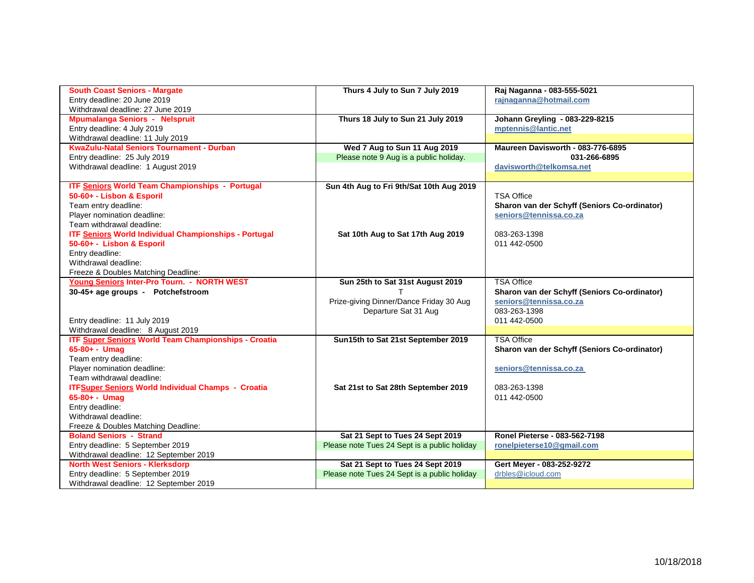| | | |
|---|---|---|
| **South Coast Seniors - Margate**<br>Entry deadline: 20 June 2019<br>Withdrawal deadline: 27 June 2019 | **Thurs 4 July to Sun 7 July 2019** | **Raj Naganna - 083-555-5021**<br>**rajnaganna@hotmail.com** |
| **Mpumalanga Seniors - Nelspruit**<br>Entry deadline: 4 July 2019<br>Withdrawal deadline: 11 July 2019 | **Thurs 18 July to Sun 21 July 2019** | **Johann Greyling - 083-229-8215**<br>**mptennis@lantic.net** |
| **KwaZulu-Natal Seniors Tournament - Durban**<br>Entry deadline: 25 July 2019<br>Withdrawal deadline: 1 August 2019 | **Wed 7 Aug to Sun 11 Aug 2019**<br>Please note 9 Aug is a public holiday. | **Maureen Davisworth - 083-776-6895**<br>**031-266-6895**<br>**davisworth@telkomsa.net** |
| **ITF Seniors World Team Championships - Portugal**<br>**50-60+ - Lisbon & Esporil**<br>Team entry deadline:<br>Player nomination deadline:<br>Team withdrawal deadline:<br>**ITF Seniors World Individual Championships - Portugal**<br>**50-60+ - Lisbon & Esporil**<br>Entry deadline:<br>Withdrawal deadline:<br>Freeze & Doubles Matching Deadline: | **Sun 4th Aug to Fri 9th/Sat 10th Aug 2019**<br><br><br><br><br>**Sat 10th Aug to Sat 17th Aug 2019** | TSA Office<br>**Sharon van der Schyff (Seniors Co-ordinator)**<br>**seniors@tennissa.co.za**<br><br>083-263-1398<br>011 442-0500 |
| **Young Seniors Inter-Pro Tourn. - NORTH WEST**<br>**30-45+ age groups - Potchefstroom**<br><br><br>Entry deadline: 11 July 2019<br>Withdrawal deadline: 8 August 2019 | **Sun 25th to Sat 31st August 2019**<br>T<br>Prize-giving Dinner/Dance Friday 30 Aug<br>Departure Sat 31 Aug | TSA Office<br>**Sharon van der Schyff (Seniors Co-ordinator)**<br>**seniors@tennissa.co.za**<br>083-263-1398<br>011 442-0500 |
| **ITF Super Seniors World Team Championships - Croatia**<br>**65-80+ - Umag**<br>Team entry deadline:<br>Player nomination deadline:<br>Team withdrawal deadline:<br>**ITFSuper Seniors World Individual Champs - Croatia**<br>**65-80+ - Umag**<br>Entry deadline:<br>Withdrawal deadline:<br>Freeze & Doubles Matching Deadline: | **Sun15th to Sat 21st September 2019**<br><br><br><br><br>**Sat 21st to Sat 28th September 2019** | TSA Office<br>**Sharon van der Schyff (Seniors Co-ordinator)**<br><br>**seniors@tennissa.co.za**<br><br>083-263-1398<br>011 442-0500 |
| **Boland Seniors - Strand**<br>Entry deadline: 5 September 2019<br>Withdrawal deadline: 12 September 2019 | **Sat 21 Sept to Tues 24 Sept 2019**<br>Please note Tues 24 Sept is a public holiday | **Ronel Pieterse - 083-562-7198**<br>**ronelpieterse10@gmail.com** |
| **North West Seniors - Klerksdorp**<br>Entry deadline: 5 September 2019<br>Withdrawal deadline: 12 September 2019 | **Sat 21 Sept to Tues 24 Sept 2019**<br>Please note Tues 24 Sept is a public holiday | **Gert Meyer - 083-252-9272**<br>drbles@icloud.com |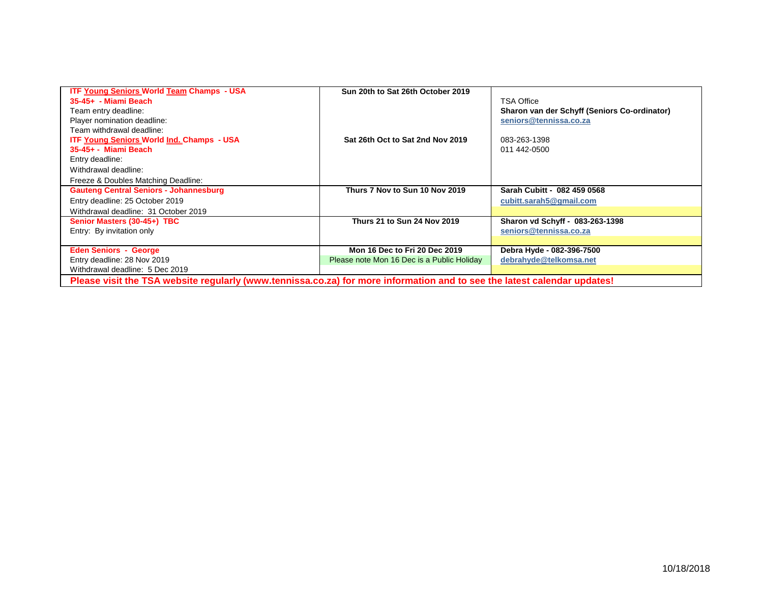| | | |
|---|---|---|
| **ITF Young Seniors World Team Champs - USA**<br>**35-45+ - Miami Beach**<br>Team entry deadline:<br>Player nomination deadline:<br>Team withdrawal deadline:<br>**ITF Young Seniors World Ind. Champs - USA**<br>**35-45+ - Miami Beach**<br>Entry deadline:<br>Withdrawal deadline:<br>Freeze & Doubles Matching Deadline: | **Sun 20th to Sat 26th October 2019**<br><br><br><br><br>**Sat 26th Oct to Sat 2nd Nov 2019** | TSA Office<br>**Sharon van der Schyff (Seniors Co-ordinator)**<br>**seniors@tennissa.co.za**<br><br>083-263-1398<br>011 442-0500 |
| **Gauteng Central Seniors - Johannesburg**<br>Entry deadline: 25 October 2019<br>Withdrawal deadline: 31 October 2019 | **Thurs 7 Nov to Sun 10 Nov 2019** | **Sarah Cubitt - 082 459 0568**<br>**cubitt.sarah5@gmail.com** |
| **Senior Masters (30-45+) TBC**<br>Entry: By invitation only | **Thurs 21 to Sun 24 Nov 2019** | **Sharon vd Schyff - 083-263-1398**<br>**seniors@tennissa.co.za** |
| **Eden Seniors - George**<br>Entry deadline: 28 Nov 2019<br>Withdrawal deadline: 5 Dec 2019 | **Mon 16 Dec to Fri 20 Dec 2019**<br>Please note Mon 16 Dec is a Public Holiday | **Debra Hyde - 082-396-7500**<br>**debrahyde@telkomsa.net** |

**Please visit the TSA website regularly (www.tennissa.co.za) for more information and to see the latest calendar updates!**

10/18/2018